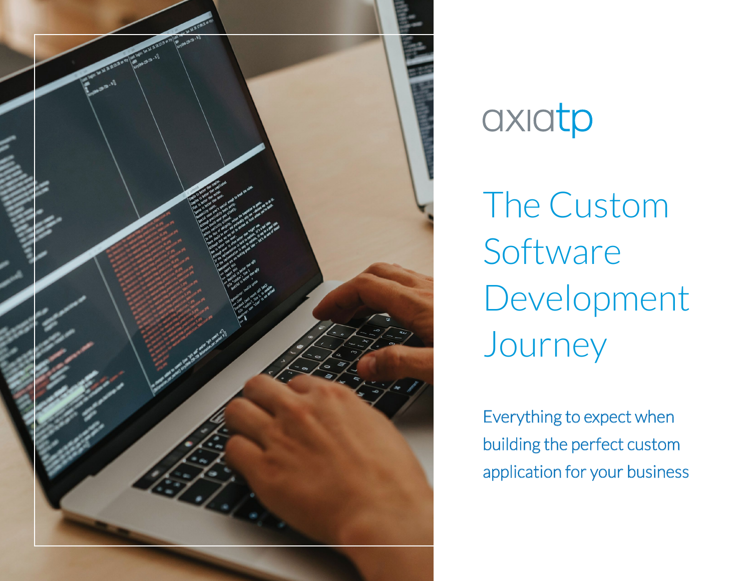axiatp

# The Custom Software Development Journey

Everything to expect when building the perfect custom application for your business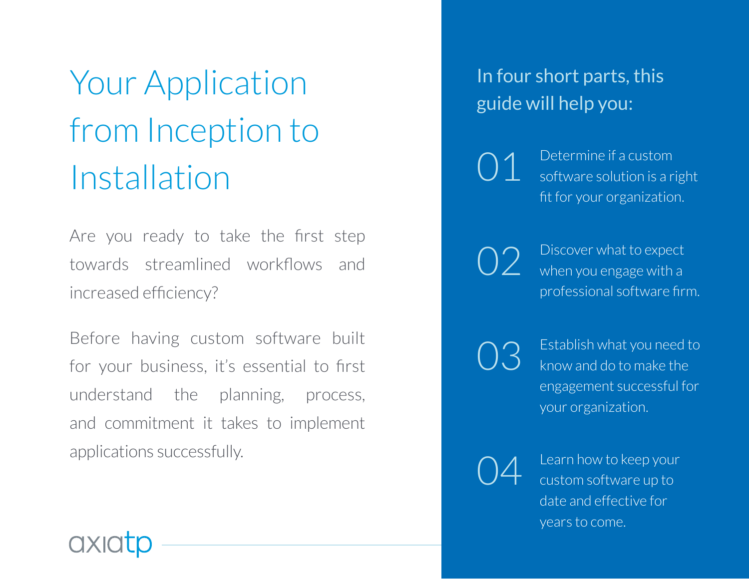# Your Application from Inception to Installation

Are you ready to take the first step towards streamlined workflows and increased efficiency?

Before having custom software built for your business, it's essential to first understand the planning, process, and commitment it takes to implement applications successfully.

axiatp

## In four short parts, this guide will help you:

01 Determine if a custom software solution is a right fit for your organization.

02 Discover what to expect when you engage with a professional software firm.

03 Establish what you need to know and do to make the engagement successful for your organization.

04 Learn how to keep your custom software up to date and effective for years to come.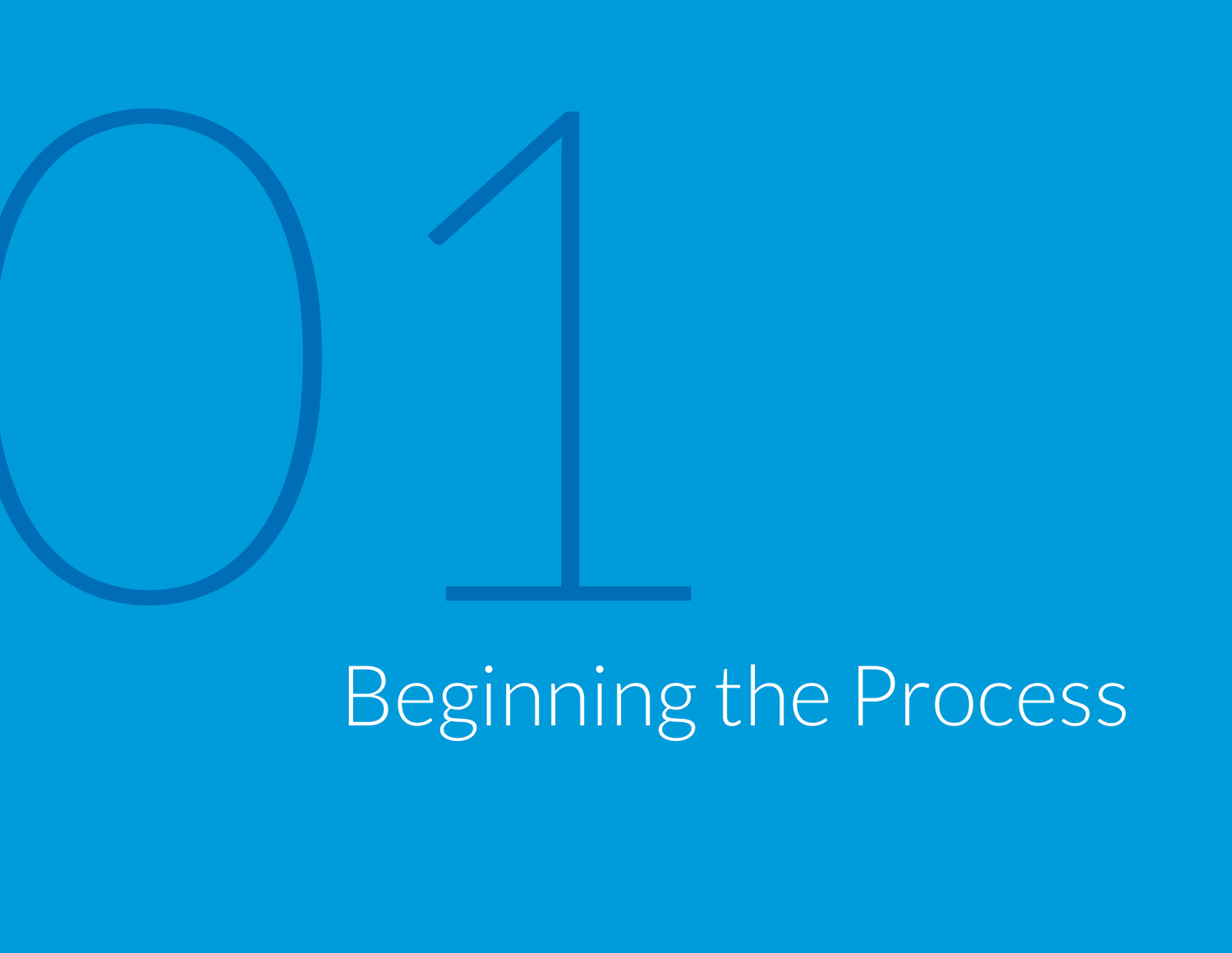# 01 Beginning the Process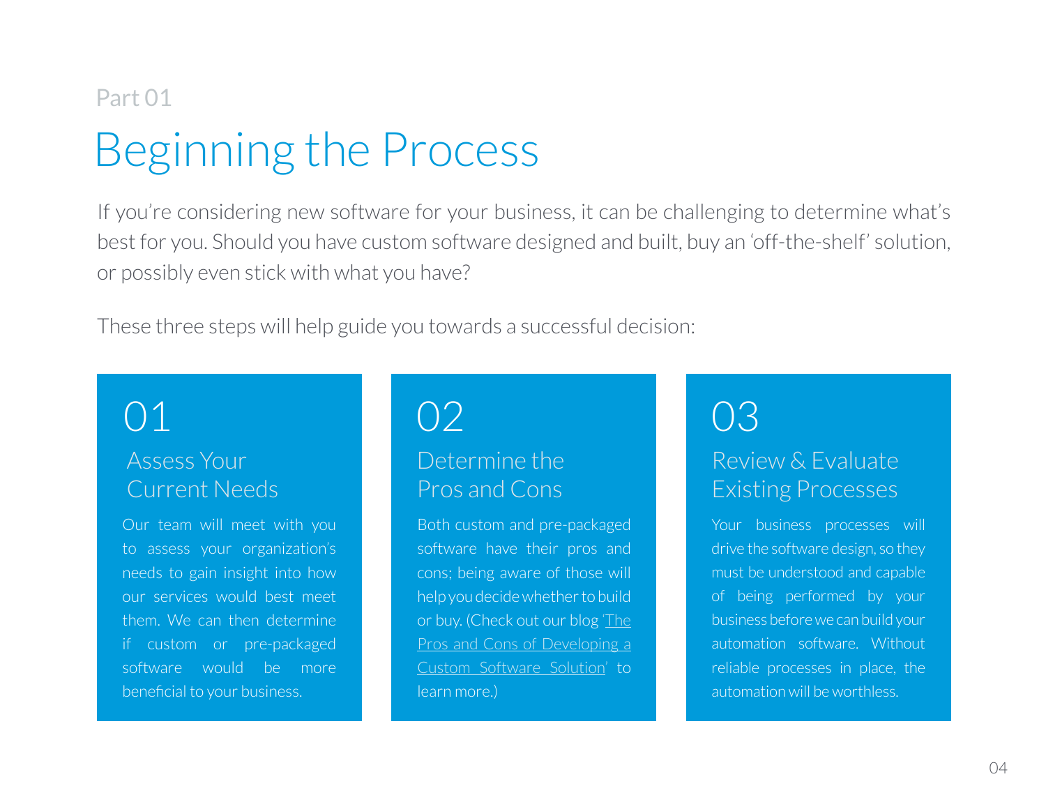Part 01

# Beginning the Process

If you're considering new software for your business, it can be challenging to determine what's best for you. Should you have custom software designed and built, buy an 'off-the-shelf' solution, or possibly even stick with what you have?

These three steps will help guide you towards a successful decision:

## 01

### Assess Your Current Needs

Our team will meet with you to assess your organization's needs to gain insight into how our services would best meet them. We can then determine if custom or pre-packaged software would be more beneficial to your business.

## 02

### Determine the Pros and Cons

Both custom and pre-packaged software have their pros and cons; being aware of those will help you decide whether to build or buy. (Check out our blog 'The Pros and Cons of Developing a Custom Software Solution' to learn more.)

## 03

### Review & Evaluate Existing Processes

Your business processes will drive the software design, so they must be understood and capable of being performed by your business before we can build your automation software. Without reliable processes in place, the automation will be worthless.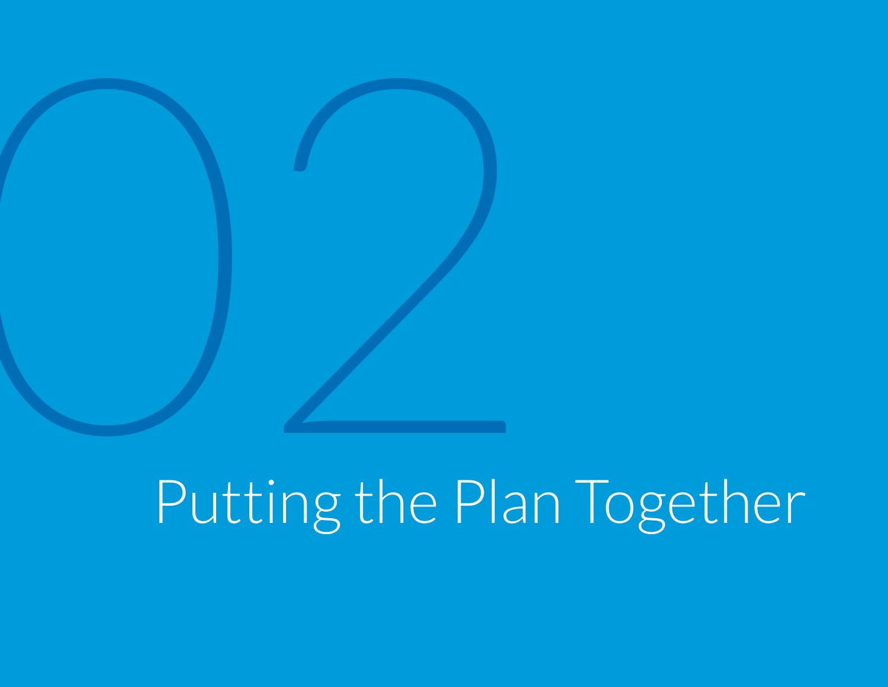# 02 Putting the Plan Together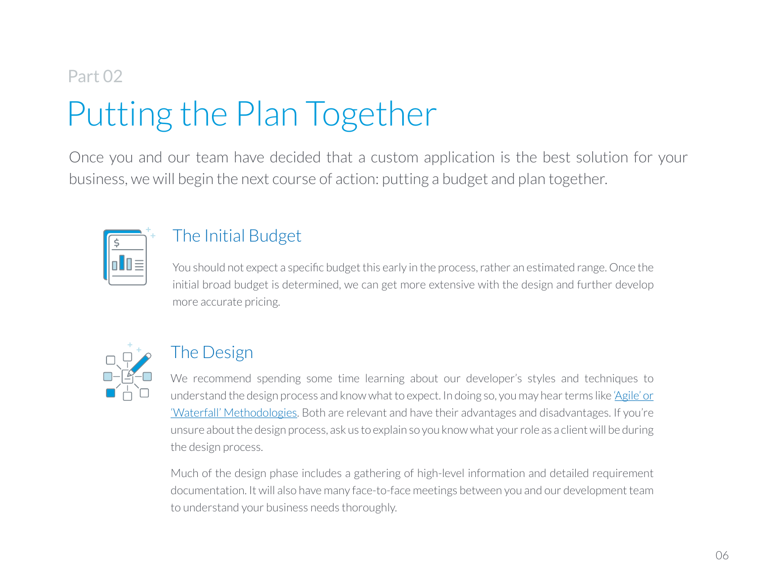Part 02

# Putting the Plan Together

Once you and our team have decided that a custom application is the best solution for your business, we will begin the next course of action: putting a budget and plan together.

## The Initial Budget

You should not expect a specific budget this early in the process, rather an estimated range. Once the initial broad budget is determined, we can get more extensive with the design and further develop more accurate pricing.

## The Design

We recommend spending some time learning about our developer's styles and techniques to understand the design process and know what to expect. In doing so, you may hear terms like 'Agile' or 'Waterfall' Methodologies. Both are relevant and have their advantages and disadvantages. If you're unsure about the design process, ask us to explain so you know what your role as a client will be during the design process.

Much of the design phase includes a gathering of high-level information and detailed requirement documentation. It will also have many face-to-face meetings between you and our development team to understand your business needs thoroughly.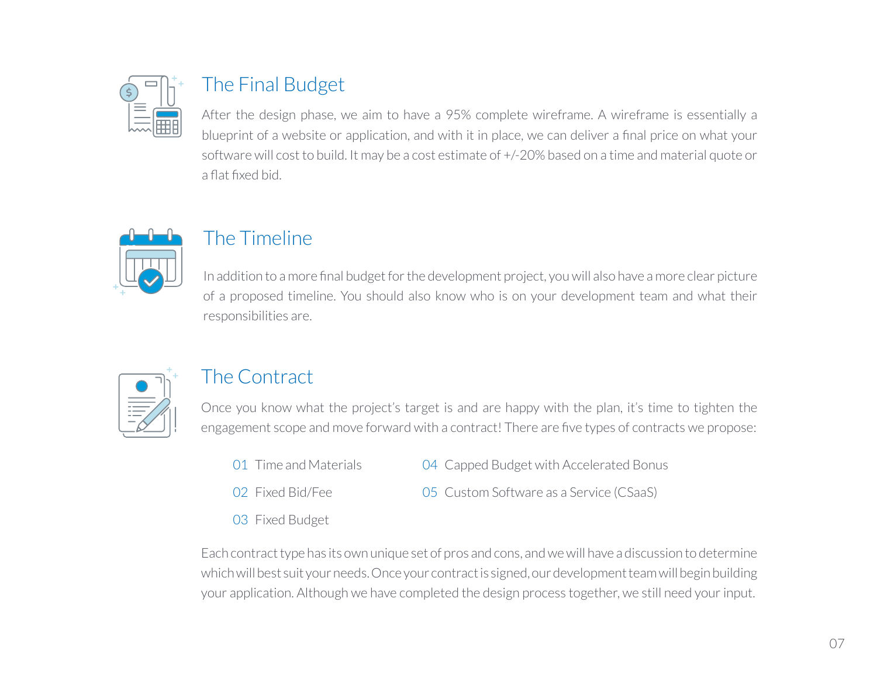## The Final Budget

After the design phase, we aim to have a 95% complete wireframe. A wireframe is essentially a blueprint of a website or application, and with it in place, we can deliver a final price on what your software will cost to build. It may be a cost estimate of +/-20% based on a time and material quote or a flat fixed bid.

## The Timeline

In addition to a more final budget for the development project, you will also have a more clear picture of a proposed timeline. You should also know who is on your development team and what their responsibilities are.

## The Contract

Once you know what the project's target is and are happy with the plan, it's time to tighten the engagement scope and move forward with a contract! There are five types of contracts we propose:

01 Time and Materials

02 Fixed Bid/Fee

03 Fixed Budget

04 Capped Budget with Accelerated Bonus

05 Custom Software as a Service (CSaaS)

Each contract type has its own unique set of pros and cons, and we will have a discussion to determine which will best suit your needs. Once your contract is signed, our development team will begin building your application. Although we have completed the design process together, we still need your input.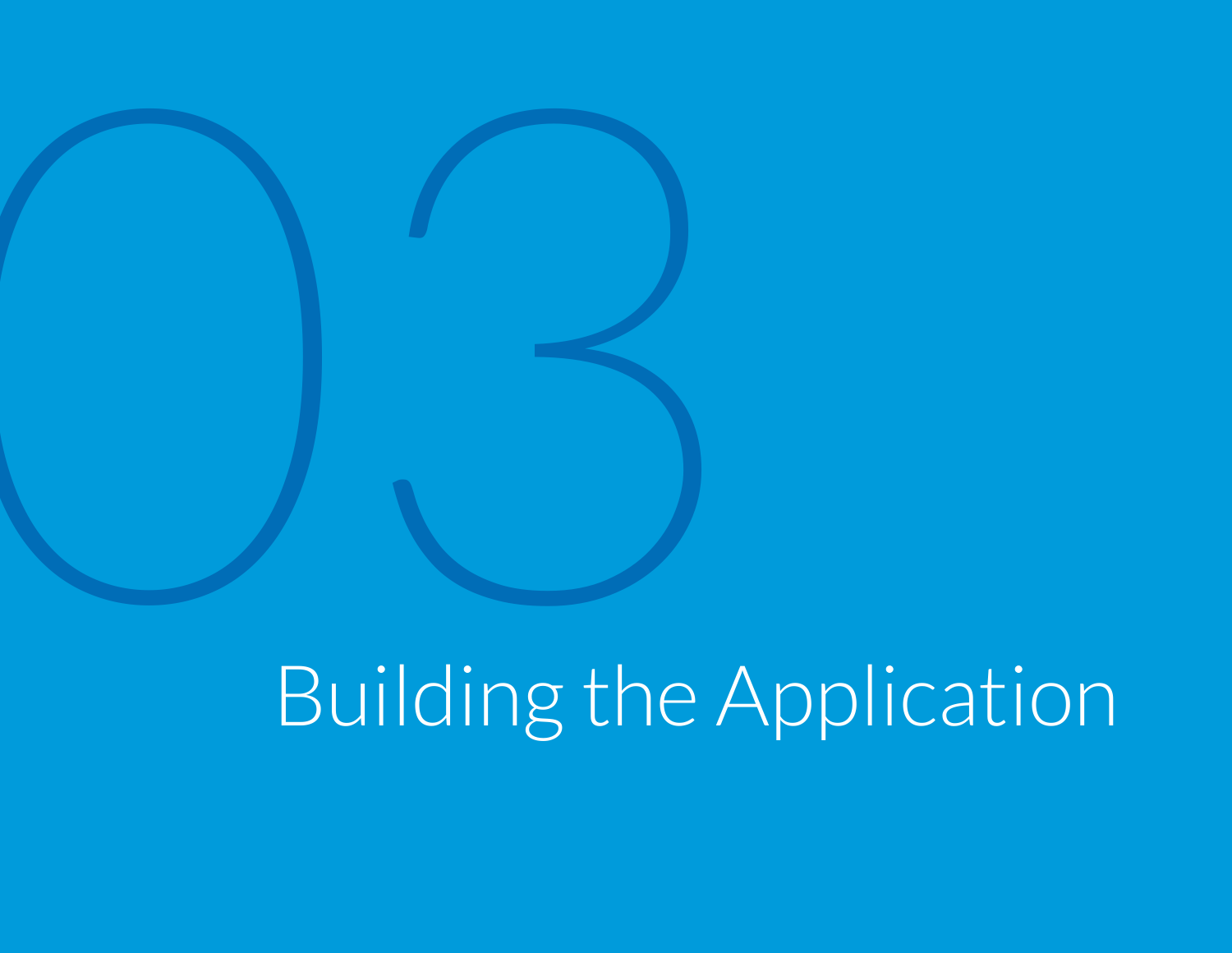# 03 Building the Application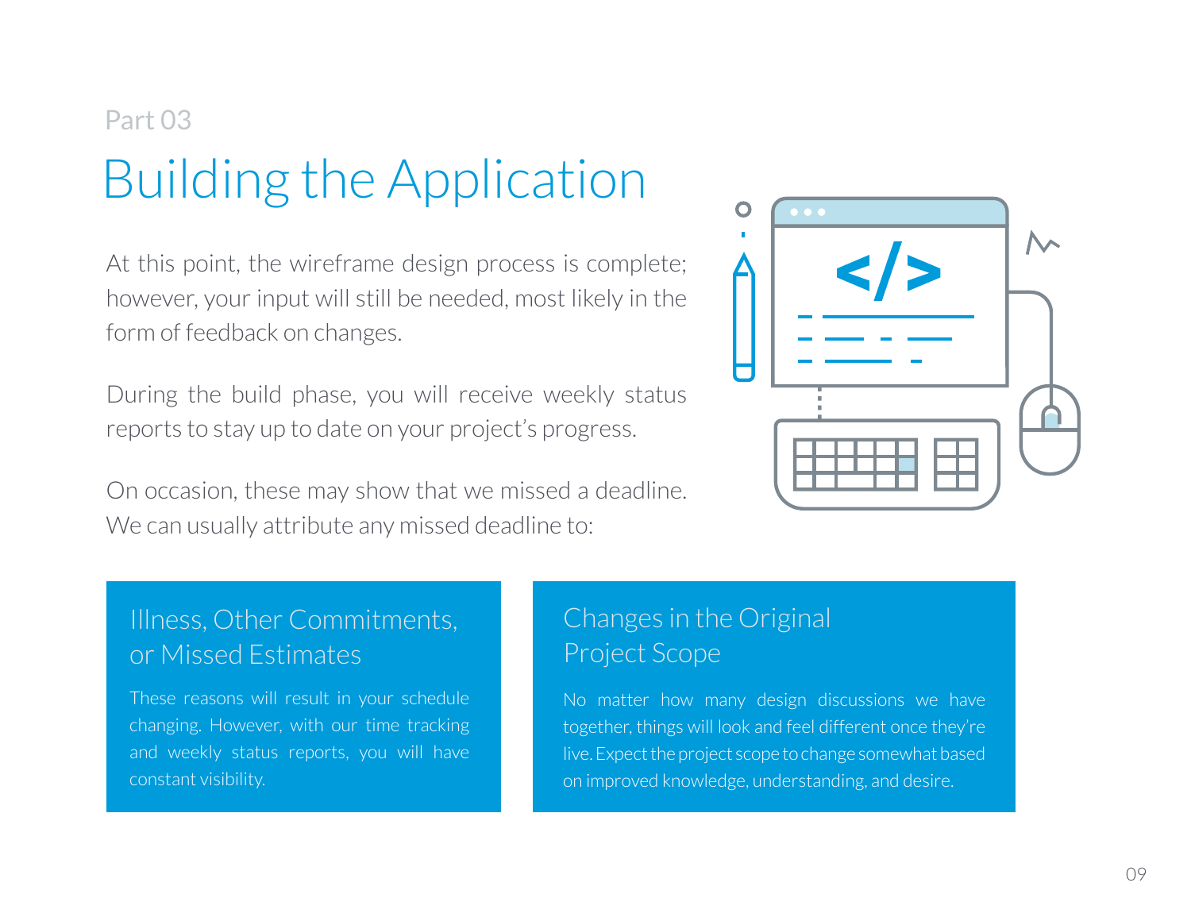Part 03

# Building the Application

At this point, the wireframe design process is complete; however, your input will still be needed, most likely in the form of feedback on changes.

During the build phase, you will receive weekly status reports to stay up to date on your project's progress.

On occasion, these may show that we missed a deadline. We can usually attribute any missed deadline to:

### Illness, Other Commitments, or Missed Estimates

These reasons will result in your schedule changing. However, with our time tracking and weekly status reports, you will have constant visibility.

### Changes in the Original Project Scope

No matter how many design discussions we have together, things will look and feel different once they're live. Expect the project scope to change somewhat based on improved knowledge, understanding, and desire.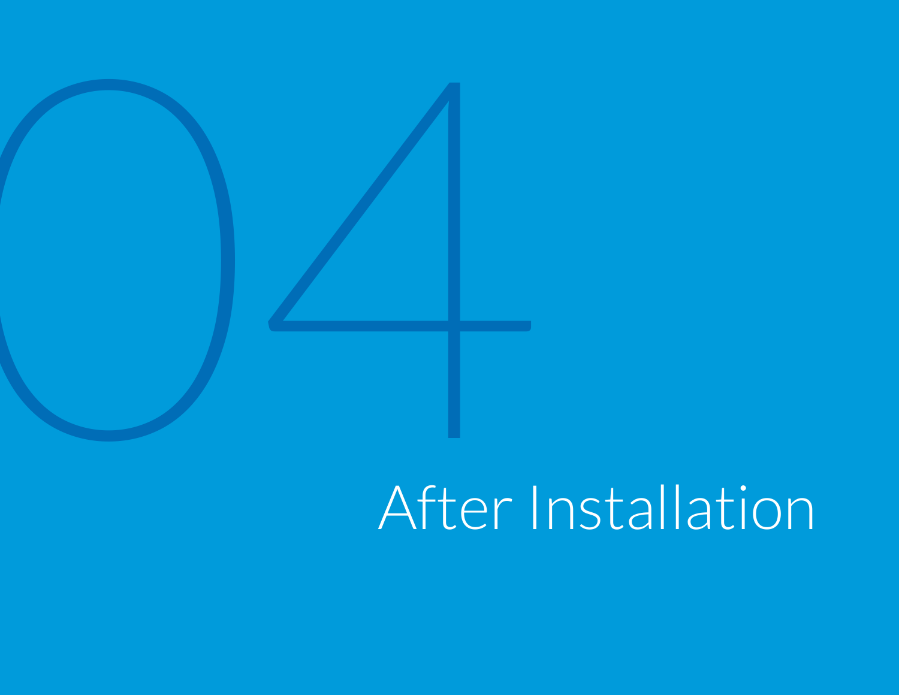# 04

# After Installation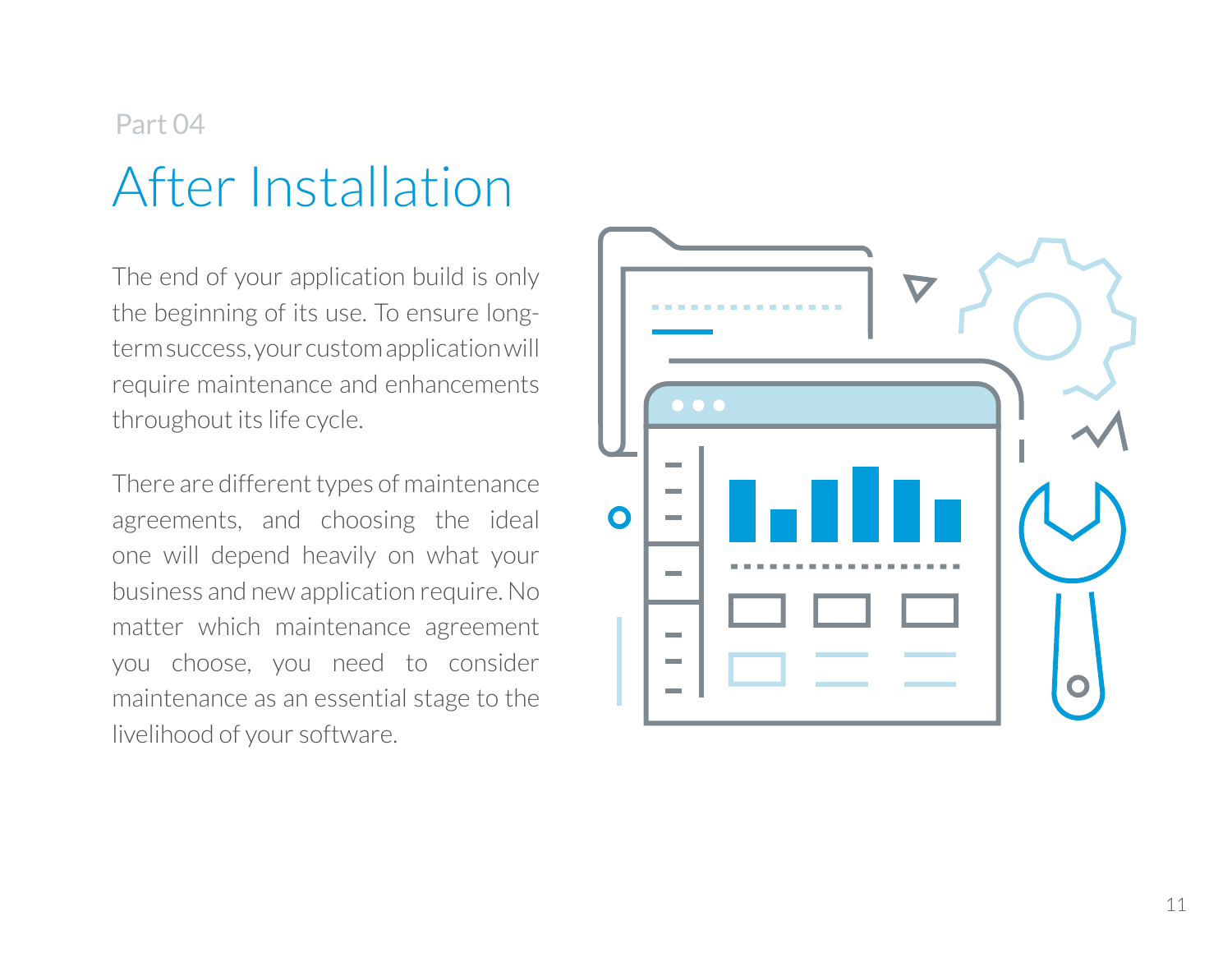Part 04

# After Installation

The end of your application build is only the beginning of its use. To ensure long-term success, your custom application will require maintenance and enhancements throughout its life cycle.

There are different types of maintenance agreements, and choosing the ideal one will depend heavily on what your business and new application require. No matter which maintenance agreement you choose, you need to consider maintenance as an essential stage to the livelihood of your software.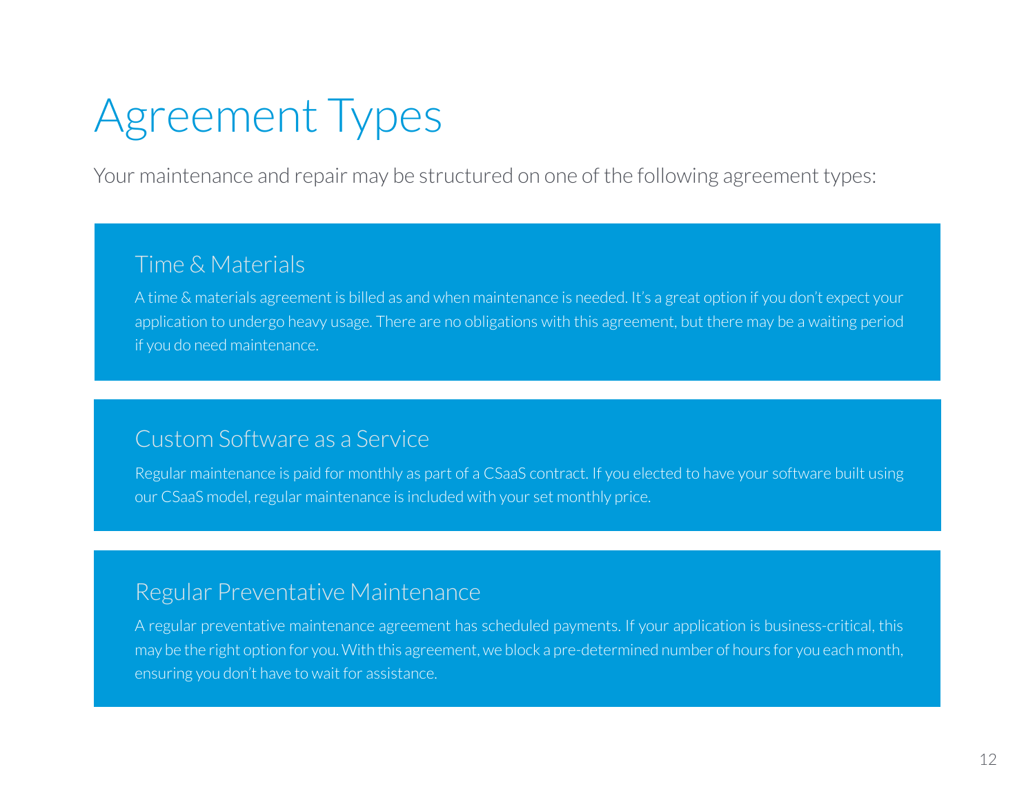# Agreement Types

Your maintenance and repair may be structured on one of the following agreement types:

## Time & Materials

A time & materials agreement is billed as and when maintenance is needed. It's a great option if you don't expect your application to undergo heavy usage. There are no obligations with this agreement, but there may be a waiting period if you do need maintenance.

## Custom Software as a Service

Regular maintenance is paid for monthly as part of a CSaaS contract. If you elected to have your software built using our CSaaS model, regular maintenance is included with your set monthly price.

## Regular Preventative Maintenance

A regular preventative maintenance agreement has scheduled payments. If your application is business-critical, this may be the right option for you. With this agreement, we block a pre-determined number of hours for you each month, ensuring you don't have to wait for assistance.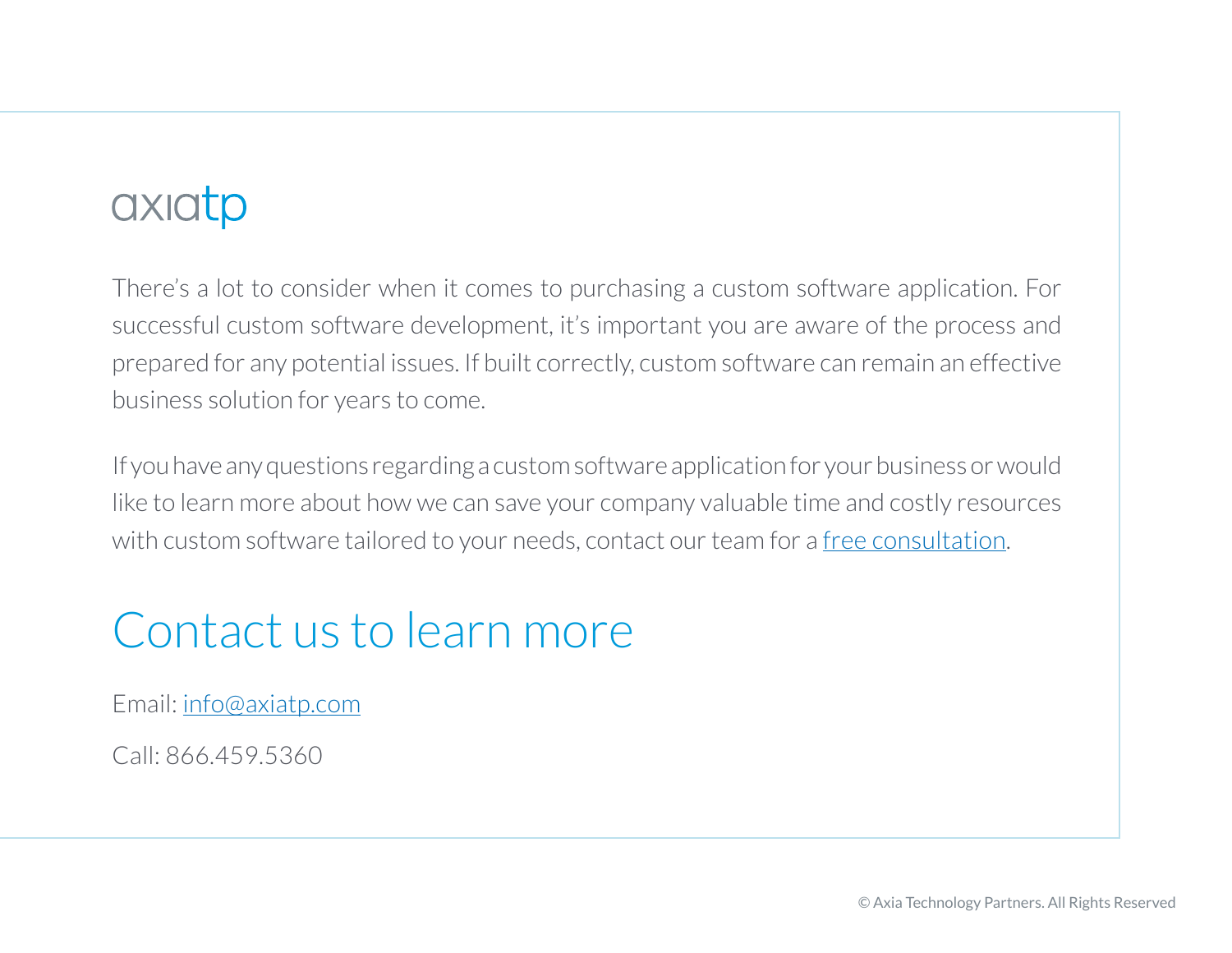axiatp

There's a lot to consider when it comes to purchasing a custom software application. For successful custom software development, it's important you are aware of the process and prepared for any potential issues. If built correctly, custom software can remain an effective business solution for years to come.

If you have any questions regarding a custom software application for your business or would like to learn more about how we can save your company valuable time and costly resources with custom software tailored to your needs, contact our team for a free consultation.

## Contact us to learn more

Email: info@axiatp.com

Call: 866.459.5360

© Axia Technology Partners. All Rights Reserved